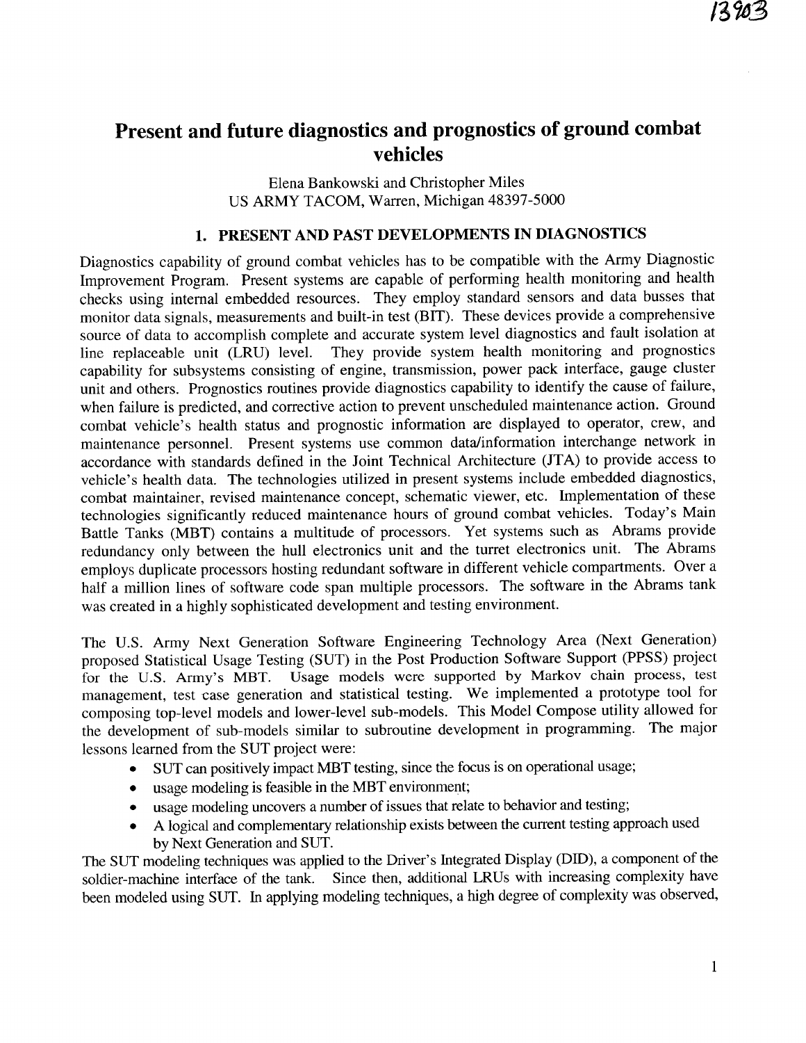# Present and future diagnostics and prognostics of ground combat vehicles

Elena Bankowski and Christopher Miles
US ARMY TACOM, Warren, Michigan 48397-5000

## 1. PRESENT AND PAST DEVELOPMENTS IN DIAGNOSTICS

Diagnostics capability of ground combat vehicles has to be compatible with the Army Diagnostic Improvement Program. Present systems are capable of performing health monitoring and health checks using internal embedded resources. They employ standard sensors and data busses that monitor data signals, measurements and built-in test (BIT). These devices provide a comprehensive source of data to accomplish complete and accurate system level diagnostics and fault isolation at line replaceable unit (LRU) level. They provide system health monitoring and prognostics capability for subsystems consisting of engine, transmission, power pack interface, gauge cluster unit and others. Prognostics routines provide diagnostics capability to identify the cause of failure, when failure is predicted, and corrective action to prevent unscheduled maintenance action. Ground combat vehicle's health status and prognostic information are displayed to operator, crew, and maintenance personnel. Present systems use common data/information interchange network in accordance with standards defined in the Joint Technical Architecture (JTA) to provide access to vehicle's health data. The technologies utilized in present systems include embedded diagnostics, combat maintainer, revised maintenance concept, schematic viewer, etc. Implementation of these technologies significantly reduced maintenance hours of ground combat vehicles. Today's Main Battle Tanks (MBT) contains a multitude of processors. Yet systems such as Abrams provide redundancy only between the hull electronics unit and the turret electronics unit. The Abrams employs duplicate processors hosting redundant software in different vehicle compartments. Over a half a million lines of software code span multiple processors. The software in the Abrams tank was created in a highly sophisticated development and testing environment.

The U.S. Army Next Generation Software Engineering Technology Area (Next Generation) proposed Statistical Usage Testing (SUT) in the Post Production Software Support (PPSS) project for the U.S. Army's MBT. Usage models were supported by Markov chain process, test management, test case generation and statistical testing. We implemented a prototype tool for composing top-level models and lower-level sub-models. This Model Compose utility allowed for the development of sub-models similar to subroutine development in programming. The major lessons learned from the SUT project were:

- SUT can positively impact MBT testing, since the focus is on operational usage;
- usage modeling is feasible in the MBT environment;
- usage modeling uncovers a number of issues that relate to behavior and testing;
- A logical and complementary relationship exists between the current testing approach used by Next Generation and SUT.

The SUT modeling techniques was applied to the Driver's Integrated Display (DID), a component of the soldier-machine interface of the tank. Since then, additional LRUs with increasing complexity have been modeled using SUT. In applying modeling techniques, a high degree of complexity was observed,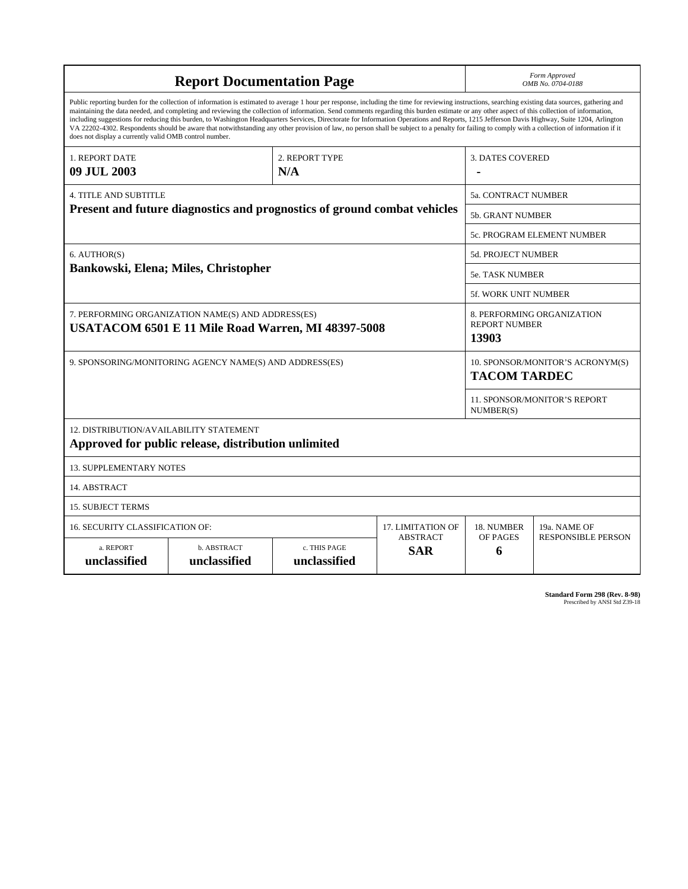# Report Documentation Page

*Form Approved*
*OMB No. 0704-0188*

Public reporting burden for the collection of information is estimated to average 1 hour per response, including the time for reviewing instructions, searching existing data sources, gathering and maintaining the data needed, and completing and reviewing the collection of information. Send comments regarding this burden estimate or any other aspect of this collection of information, including suggestions for reducing this burden, to Washington Headquarters Services, Directorate for Information Operations and Reports, 1215 Jefferson Davis Highway, Suite 1204, Arlington VA 22202-4302. Respondents should be aware that notwithstanding any other provision of law, no person shall be subject to a penalty for failing to comply with a collection of information if it does not display a currently valid OMB control number.

| 1. REPORT DATE | 2. REPORT TYPE | 3. DATES COVERED |
|---|---|---|
| **09 JUL 2003** | **N/A** | **-** |

| 4. TITLE AND SUBTITLE | |
|---|---|
| **Present and future diagnostics and prognostics of ground combat vehicles** | 5a. CONTRACT NUMBER |
| | 5b. GRANT NUMBER |
| | 5c. PROGRAM ELEMENT NUMBER |

| 6. AUTHOR(S) | |
|---|---|
| **Bankowski, Elena; Miles, Christopher** | 5d. PROJECT NUMBER |
| | 5e. TASK NUMBER |
| | 5f. WORK UNIT NUMBER |

| 7. PERFORMING ORGANIZATION NAME(S) AND ADDRESS(ES) | 8. PERFORMING ORGANIZATION REPORT NUMBER |
|---|---|
| **USATACOM 6501 E 11 Mile Road Warren, MI 48397-5008** | **13903** |

| 9. SPONSORING/MONITORING AGENCY NAME(S) AND ADDRESS(ES) | 10. SPONSOR/MONITOR'S ACRONYM(S) |
|---|---|
| | **TACOM TARDEC** |
| | 11. SPONSOR/MONITOR'S REPORT NUMBER(S) |

12. DISTRIBUTION/AVAILABILITY STATEMENT
**Approved for public release, distribution unlimited**

13. SUPPLEMENTARY NOTES

14. ABSTRACT

15. SUBJECT TERMS

| 16. SECURITY CLASSIFICATION OF: | | | 17. LIMITATION OF ABSTRACT | 18. NUMBER OF PAGES | 19a. NAME OF RESPONSIBLE PERSON |
|---|---|---|---|---|---|
| a. REPORT | b. ABSTRACT | c. THIS PAGE | | | |
| **unclassified** | **unclassified** | **unclassified** | **SAR** | **6** | |

**Standard Form 298 (Rev. 8-98)**
Prescribed by ANSI Std Z39-18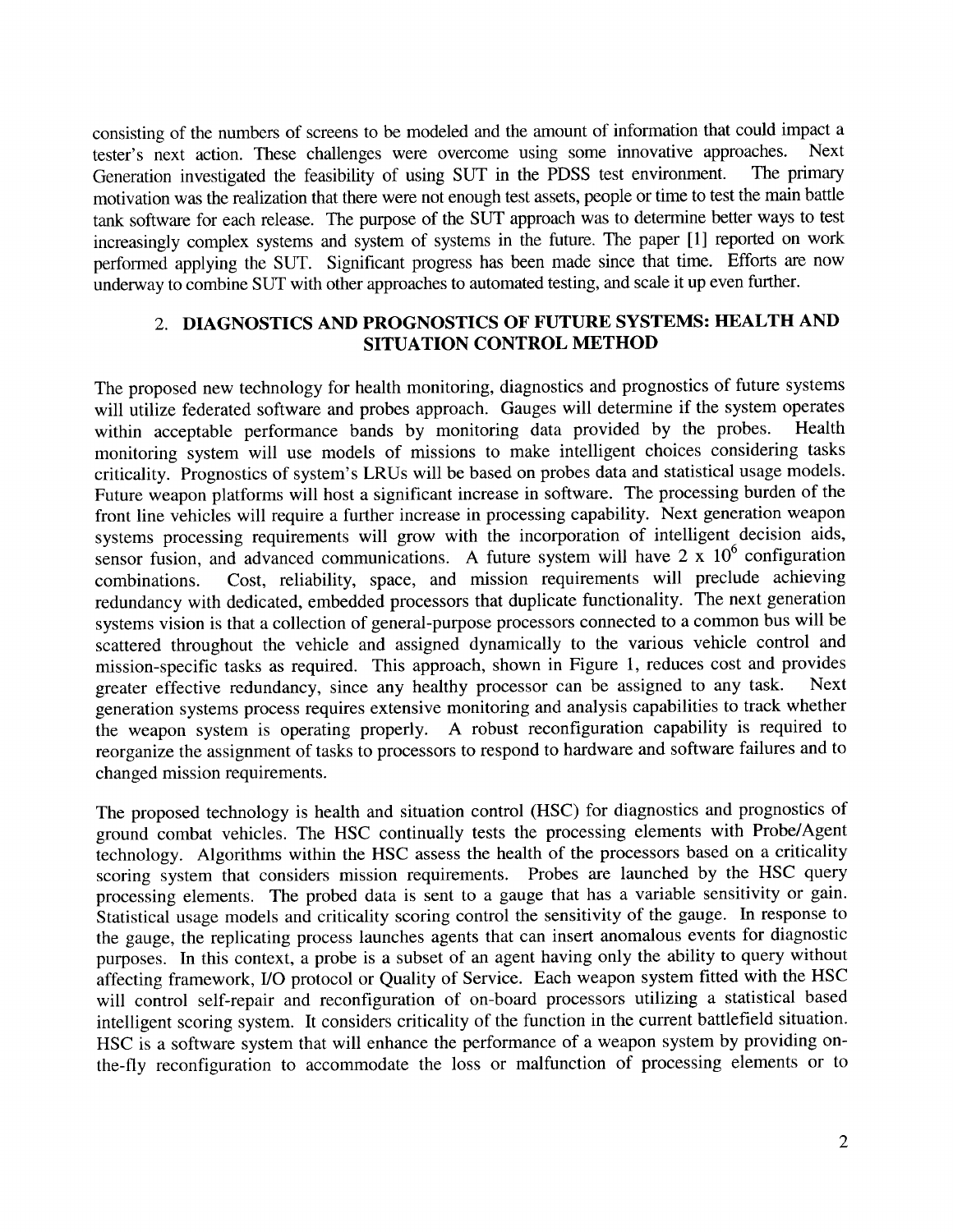consisting of the numbers of screens to be modeled and the amount of information that could impact a tester's next action. These challenges were overcome using some innovative approaches. Next Generation investigated the feasibility of using SUT in the PDSS test environment. The primary motivation was the realization that there were not enough test assets, people or time to test the main battle tank software for each release. The purpose of the SUT approach was to determine better ways to test increasingly complex systems and system of systems in the future. The paper [1] reported on work performed applying the SUT. Significant progress has been made since that time. Efforts are now underway to combine SUT with other approaches to automated testing, and scale it up even further.

## 2. DIAGNOSTICS AND PROGNOSTICS OF FUTURE SYSTEMS: HEALTH AND SITUATION CONTROL METHOD

The proposed new technology for health monitoring, diagnostics and prognostics of future systems will utilize federated software and probes approach. Gauges will determine if the system operates within acceptable performance bands by monitoring data provided by the probes. Health monitoring system will use models of missions to make intelligent choices considering tasks criticality. Prognostics of system's LRUs will be based on probes data and statistical usage models. Future weapon platforms will host a significant increase in software. The processing burden of the front line vehicles will require a further increase in processing capability. Next generation weapon systems processing requirements will grow with the incorporation of intelligent decision aids, sensor fusion, and advanced communications. A future system will have $2 \times 10^6$ configuration combinations. Cost, reliability, space, and mission requirements will preclude achieving redundancy with dedicated, embedded processors that duplicate functionality. The next generation systems vision is that a collection of general-purpose processors connected to a common bus will be scattered throughout the vehicle and assigned dynamically to the various vehicle control and mission-specific tasks as required. This approach, shown in Figure 1, reduces cost and provides greater effective redundancy, since any healthy processor can be assigned to any task. Next generation systems process requires extensive monitoring and analysis capabilities to track whether the weapon system is operating properly. A robust reconfiguration capability is required to reorganize the assignment of tasks to processors to respond to hardware and software failures and to changed mission requirements.

The proposed technology is health and situation control (HSC) for diagnostics and prognostics of ground combat vehicles. The HSC continually tests the processing elements with Probe/Agent technology. Algorithms within the HSC assess the health of the processors based on a criticality scoring system that considers mission requirements. Probes are launched by the HSC query processing elements. The probed data is sent to a gauge that has a variable sensitivity or gain. Statistical usage models and criticality scoring control the sensitivity of the gauge. In response to the gauge, the replicating process launches agents that can insert anomalous events for diagnostic purposes. In this context, a probe is a subset of an agent having only the ability to query without affecting framework, I/O protocol or Quality of Service. Each weapon system fitted with the HSC will control self-repair and reconfiguration of on-board processors utilizing a statistical based intelligent scoring system. It considers criticality of the function in the current battlefield situation. HSC is a software system that will enhance the performance of a weapon system by providing on-the-fly reconfiguration to accommodate the loss or malfunction of processing elements or to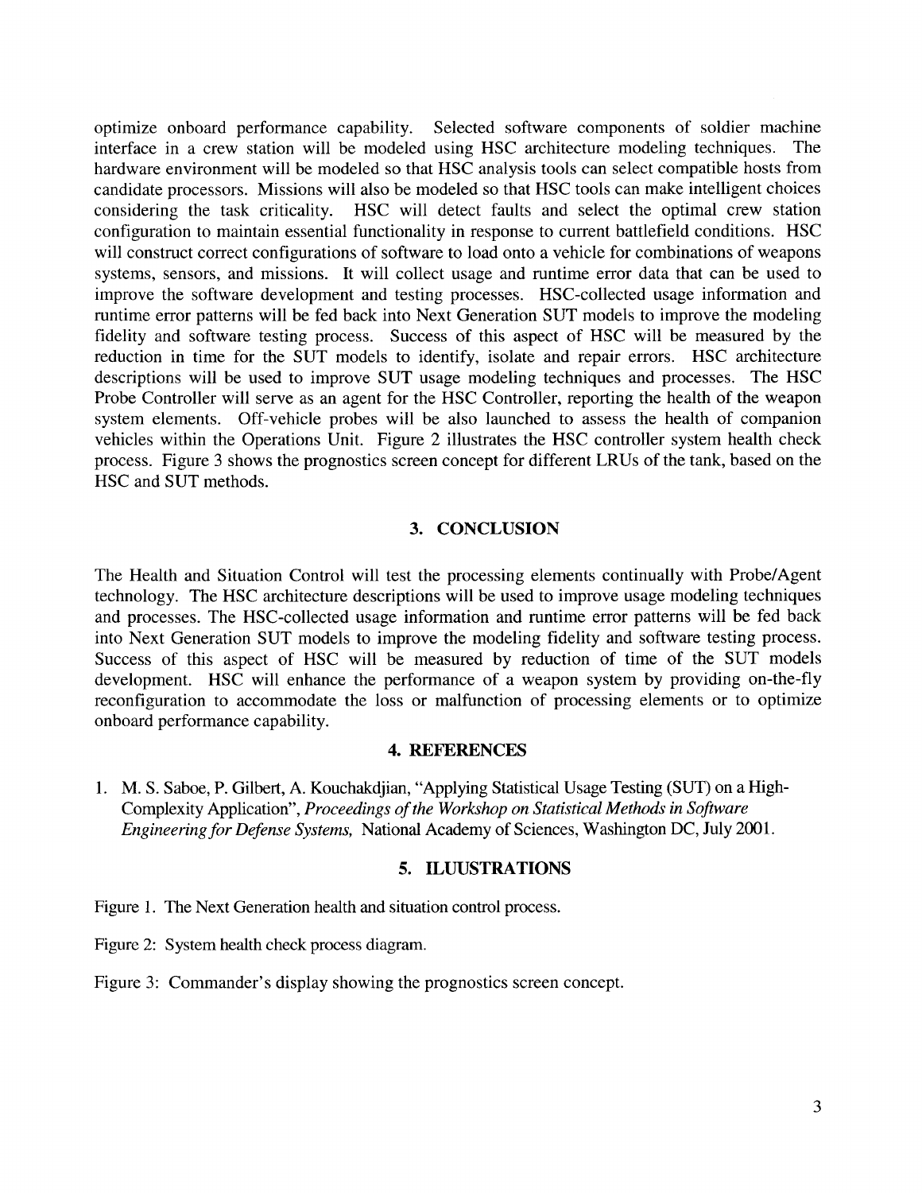optimize onboard performance capability. Selected software components of soldier machine interface in a crew station will be modeled using HSC architecture modeling techniques. The hardware environment will be modeled so that HSC analysis tools can select compatible hosts from candidate processors. Missions will also be modeled so that HSC tools can make intelligent choices considering the task criticality. HSC will detect faults and select the optimal crew station configuration to maintain essential functionality in response to current battlefield conditions. HSC will construct correct configurations of software to load onto a vehicle for combinations of weapons systems, sensors, and missions. It will collect usage and runtime error data that can be used to improve the software development and testing processes. HSC-collected usage information and runtime error patterns will be fed back into Next Generation SUT models to improve the modeling fidelity and software testing process. Success of this aspect of HSC will be measured by the reduction in time for the SUT models to identify, isolate and repair errors. HSC architecture descriptions will be used to improve SUT usage modeling techniques and processes. The HSC Probe Controller will serve as an agent for the HSC Controller, reporting the health of the weapon system elements. Off-vehicle probes will be also launched to assess the health of companion vehicles within the Operations Unit. Figure 2 illustrates the HSC controller system health check process. Figure 3 shows the prognostics screen concept for different LRUs of the tank, based on the HSC and SUT methods.

## 3. CONCLUSION

The Health and Situation Control will test the processing elements continually with Probe/Agent technology. The HSC architecture descriptions will be used to improve usage modeling techniques and processes. The HSC-collected usage information and runtime error patterns will be fed back into Next Generation SUT models to improve the modeling fidelity and software testing process. Success of this aspect of HSC will be measured by reduction of time of the SUT models development. HSC will enhance the performance of a weapon system by providing on-the-fly reconfiguration to accommodate the loss or malfunction of processing elements or to optimize onboard performance capability.

## 4. REFERENCES

1. M. S. Saboe, P. Gilbert, A. Kouchakdjian, "Applying Statistical Usage Testing (SUT) on a High-Complexity Application", *Proceedings of the Workshop on Statistical Methods in Software Engineering for Defense Systems,* National Academy of Sciences, Washington DC, July 2001.

## 5. ILUUSTRATIONS

Figure 1. The Next Generation health and situation control process.

Figure 2: System health check process diagram.

Figure 3: Commander's display showing the prognostics screen concept.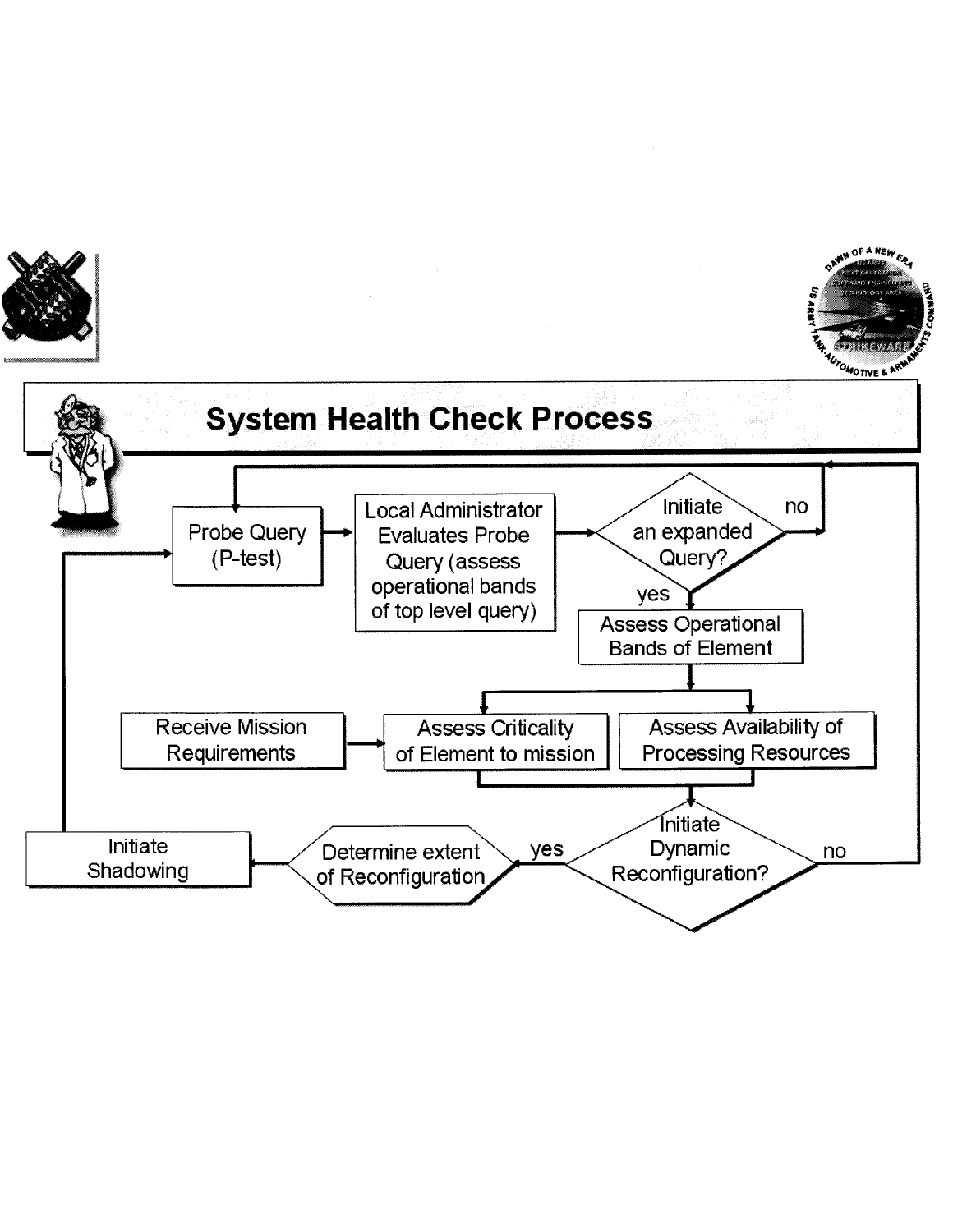# System Health Check Process

- Probe Query (P-test)
- Local Administrator Evaluates Probe Query (assess operational bands of top level query)
- Initiate an expanded Query?
  - no → Probe Query (P-test)
  - yes → Assess Operational Bands of Element
- Assess Operational Bands of Element → Assess Criticality of Element to mission; Assess Availability of Processing Resources
- Receive Mission Requirements → Assess Criticality of Element to mission
- Assess Criticality of Element to mission + Assess Availability of Processing Resources → Initiate Dynamic Reconfiguration?
  - no → Probe Query (P-test)
  - yes → Determine extent of Reconfiguration
- Determine extent of Reconfiguration → Initiate Shadowing
- Initiate Shadowing → Probe Query (P-test)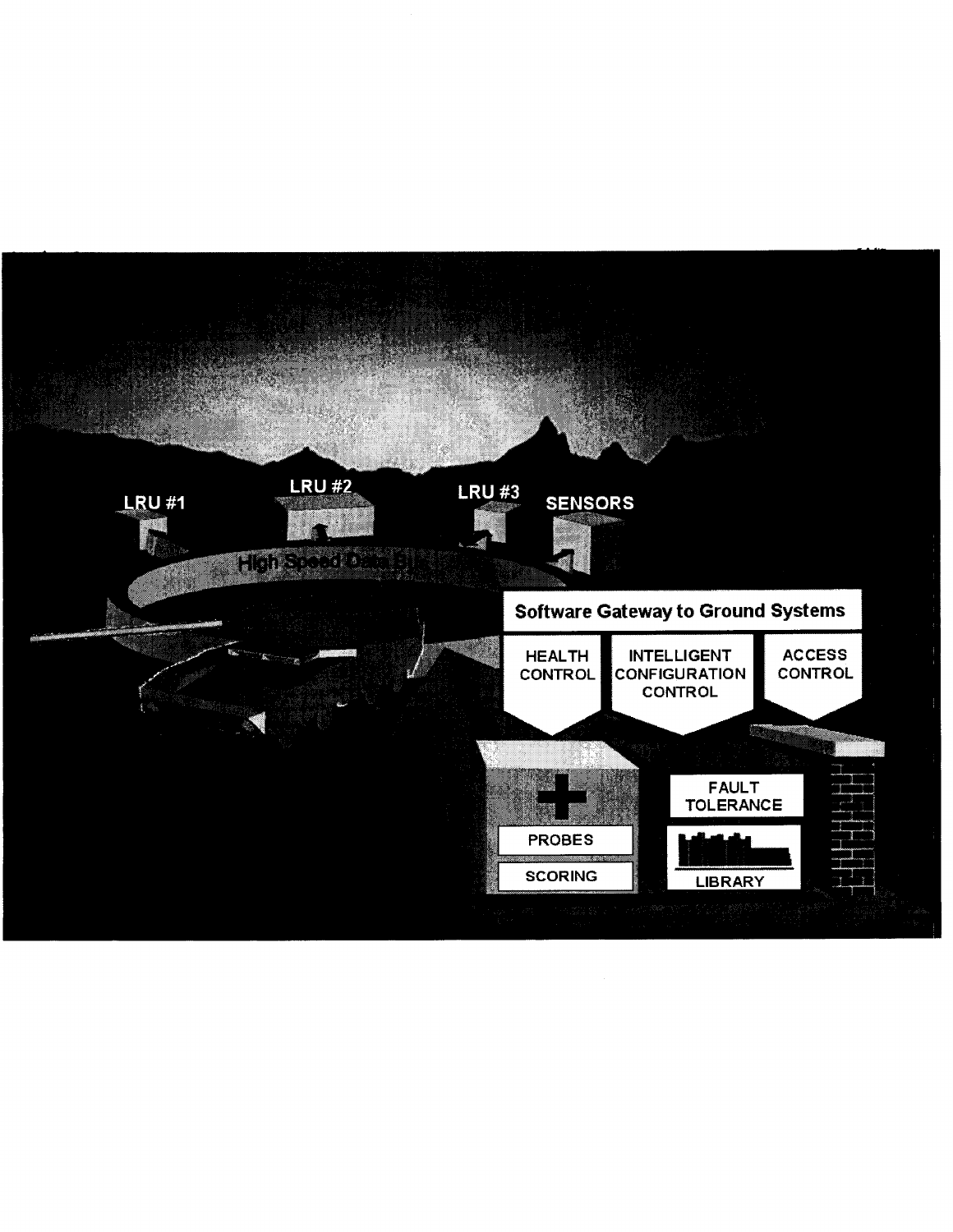LRU #1

LRU #2

LRU #3

SENSORS

High Speed Data Bus

**Software Gateway to Ground Systems**

HEALTH CONTROL

INTELLIGENT CONFIGURATION CONTROL

ACCESS CONTROL

PROBES

SCORING

FAULT TOLERANCE

LIBRARY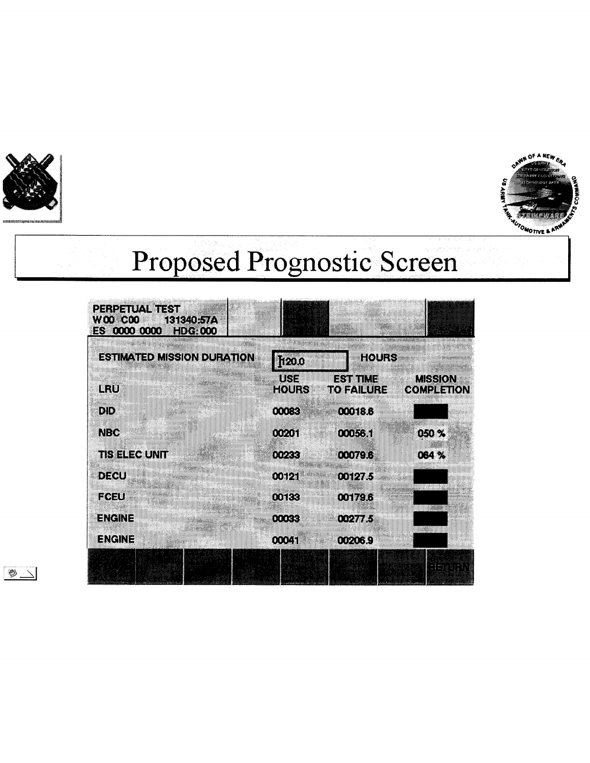# Proposed Prognostic Screen

PERPETUAL TEST
W00 C00 131340:57A
ES 0000 0000 HDG:000

ESTIMATED MISSION DURATION 120.0 HOURS

| LRU | USE HOURS | EST TIME TO FAILURE | MISSION COMPLETION |
|---|---|---|---|
| DID | 00083 | 00018.6 | |
| NBC | 00201 | 00056.1 | 050 % |
| TIS ELEC UNIT | 00233 | 00079.6 | 064 % |
| DECU | 00121 | 00127.5 | |
| FCEU | 00133 | 00179.6 | |
| ENGINE | 00033 | 00277.5 | |
| ENGINE | 00041 | 00206.9 | |

RETURN